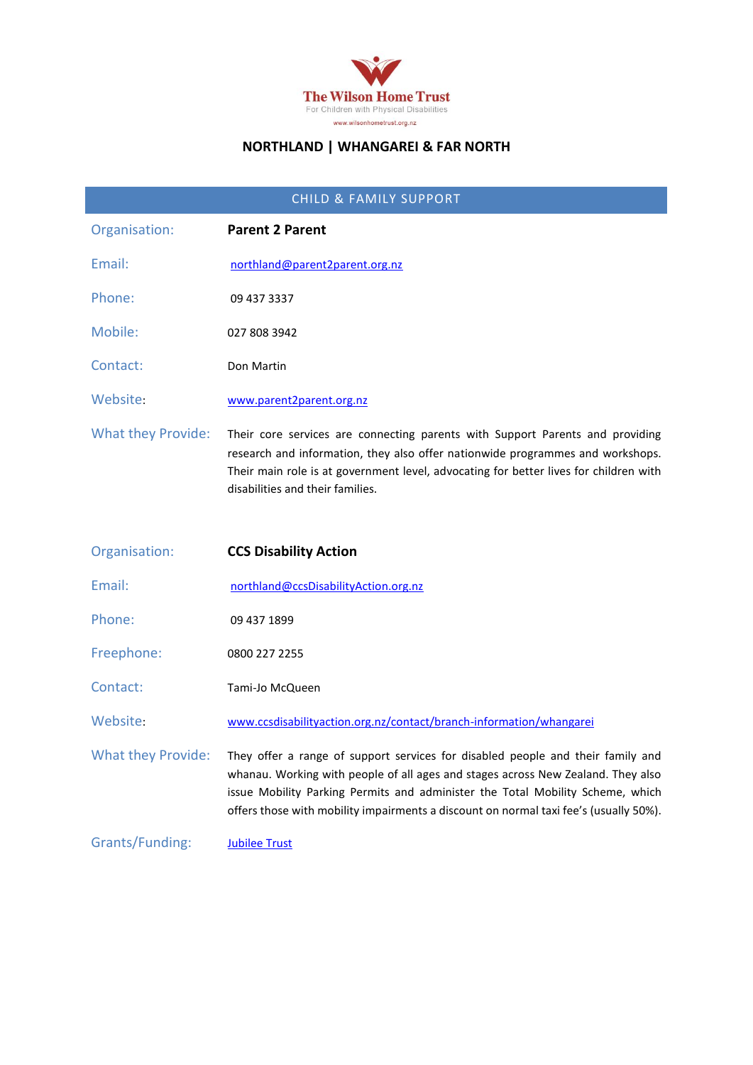**The Wilson Home Trust**
For Children with Physical Disabilities
www.wilsonhometrust.org.nz

# NORTHLAND | WHANGAREI & FAR NORTH

## CHILD & FAMILY SUPPORT

| | |
|---|---|
| Organisation: | **Parent 2 Parent** |
| Email: | northland@parent2parent.org.nz |
| Phone: | 09 437 3337 |
| Mobile: | 027 808 3942 |
| Contact: | Don Martin |
| Website: | www.parent2parent.org.nz |
| What they Provide: | Their core services are connecting parents with Support Parents and providing research and information, they also offer nationwide programmes and workshops. Their main role is at government level, advocating for better lives for children with disabilities and their families. |

| | |
|---|---|
| Organisation: | **CCS Disability Action** |
| Email: | northland@ccsDisabilityAction.org.nz |
| Phone: | 09 437 1899 |
| Freephone: | 0800 227 2255 |
| Contact: | Tami-Jo McQueen |
| Website: | www.ccsdisabilityaction.org.nz/contact/branch-information/whangarei |
| What they Provide: | They offer a range of support services for disabled people and their family and whanau. Working with people of all ages and stages across New Zealand. They also issue Mobility Parking Permits and administer the Total Mobility Scheme, which offers those with mobility impairments a discount on normal taxi fee's (usually 50%). |
| Grants/Funding: | Jubilee Trust |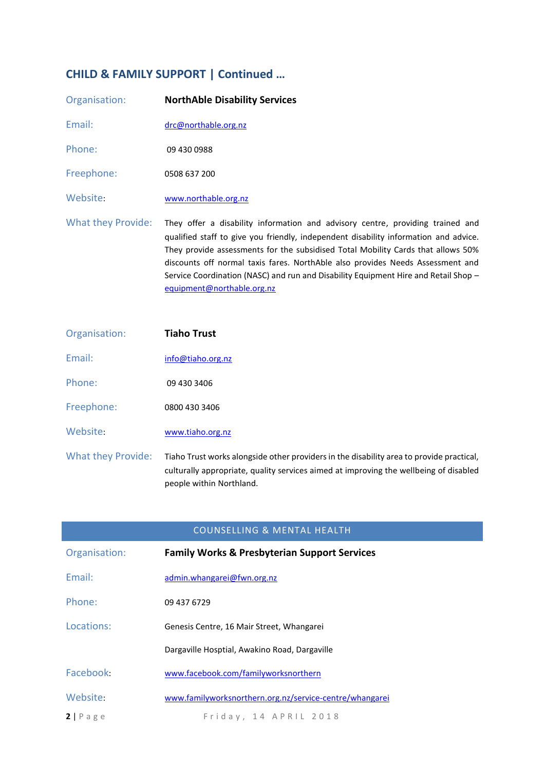## CHILD & FAMILY SUPPORT | Continued …

| | |
|---|---|
| Organisation: | **NorthAble Disability Services** |
| Email: | drc@northable.org.nz |
| Phone: | 09 430 0988 |
| Freephone: | 0508 637 200 |
| Website: | www.northable.org.nz |
| What they Provide: | They offer a disability information and advisory centre, providing trained and qualified staff to give you friendly, independent disability information and advice. They provide assessments for the subsidised Total Mobility Cards that allows 50% discounts off normal taxis fares. NorthAble also provides Needs Assessment and Service Coordination (NASC) and run and Disability Equipment Hire and Retail Shop – equipment@northable.org.nz |

| | |
|---|---|
| Organisation: | **Tiaho Trust** |
| Email: | info@tiaho.org.nz |
| Phone: | 09 430 3406 |
| Freephone: | 0800 430 3406 |
| Website: | www.tiaho.org.nz |
| What they Provide: | Tiaho Trust works alongside other providers in the disability area to provide practical, culturally appropriate, quality services aimed at improving the wellbeing of disabled people within Northland. |

## COUNSELLING & MENTAL HEALTH

| | |
|---|---|
| Organisation: | **Family Works & Presbyterian Support Services** |
| Email: | admin.whangarei@fwn.org.nz |
| Phone: | 09 437 6729 |
| Locations: | Genesis Centre, 16 Mair Street, Whangarei |
| | Dargaville Hosptial, Awakino Road, Dargaville |
| Facebook: | www.facebook.com/familyworksnorthern |
| Website: | www.familyworksnorthern.org.nz/service-centre/whangarei |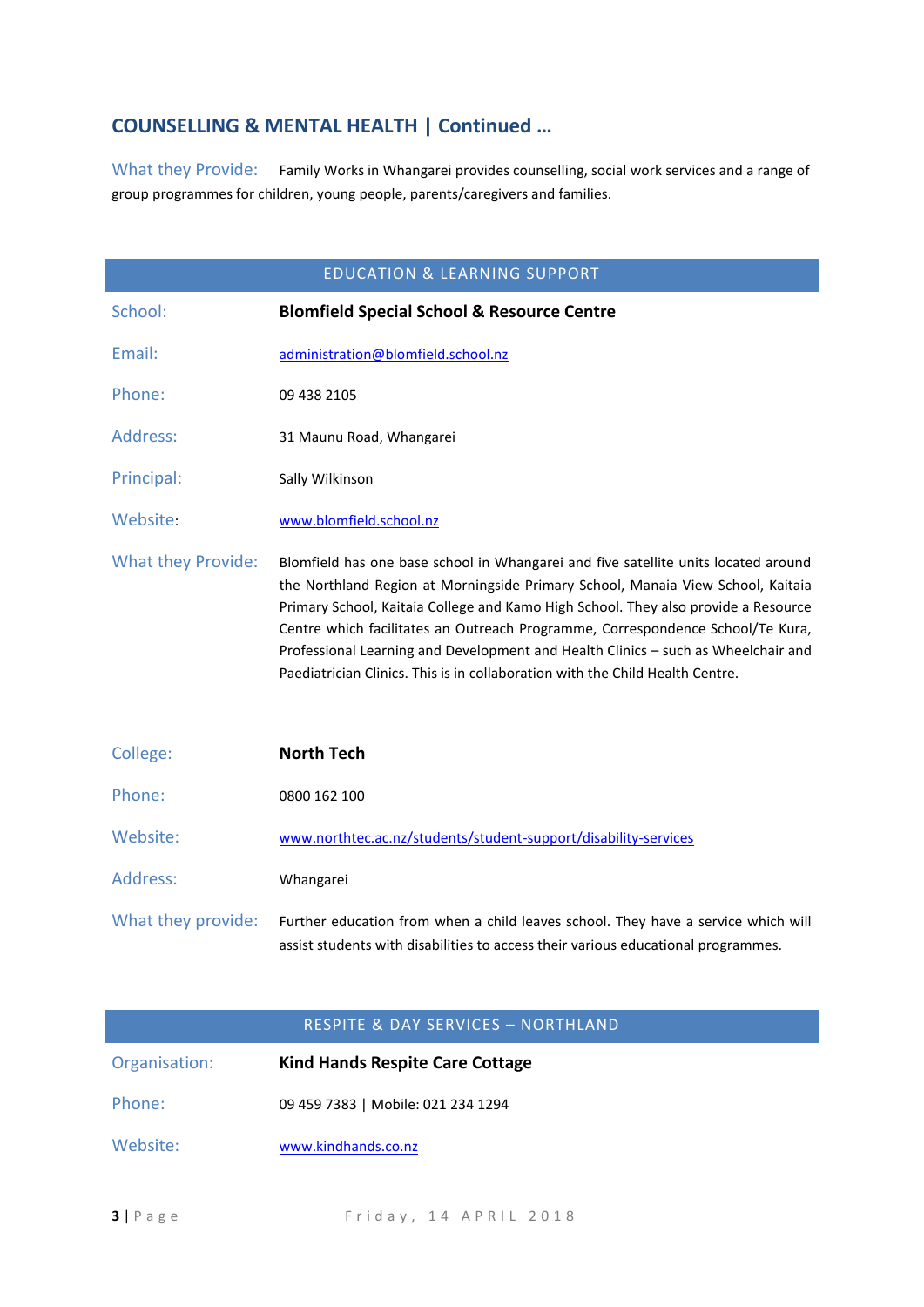## COUNSELLING & MENTAL HEALTH | Continued …

What they Provide: Family Works in Whangarei provides counselling, social work services and a range of group programmes for children, young people, parents/caregivers and families.

## EDUCATION & LEARNING SUPPORT

| | |
|---|---|
| School: | **Blomfield Special School & Resource Centre** |
| Email: | administration@blomfield.school.nz |
| Phone: | 09 438 2105 |
| Address: | 31 Maunu Road, Whangarei |
| Principal: | Sally Wilkinson |
| Website: | www.blomfield.school.nz |
| What they Provide: | Blomfield has one base school in Whangarei and five satellite units located around the Northland Region at Morningside Primary School, Manaia View School, Kaitaia Primary School, Kaitaia College and Kamo High School. They also provide a Resource Centre which facilitates an Outreach Programme, Correspondence School/Te Kura, Professional Learning and Development and Health Clinics – such as Wheelchair and Paediatrician Clinics. This is in collaboration with the Child Health Centre. |

| | |
|---|---|
| College: | **North Tech** |
| Phone: | 0800 162 100 |
| Website: | www.northtec.ac.nz/students/student-support/disability-services |
| Address: | Whangarei |
| What they provide: | Further education from when a child leaves school. They have a service which will assist students with disabilities to access their various educational programmes. |

## RESPITE & DAY SERVICES – NORTHLAND

| | |
|---|---|
| Organisation: | **Kind Hands Respite Care Cottage** |
| Phone: | 09 459 7383 \| Mobile: 021 234 1294 |
| Website: | www.kindhands.co.nz |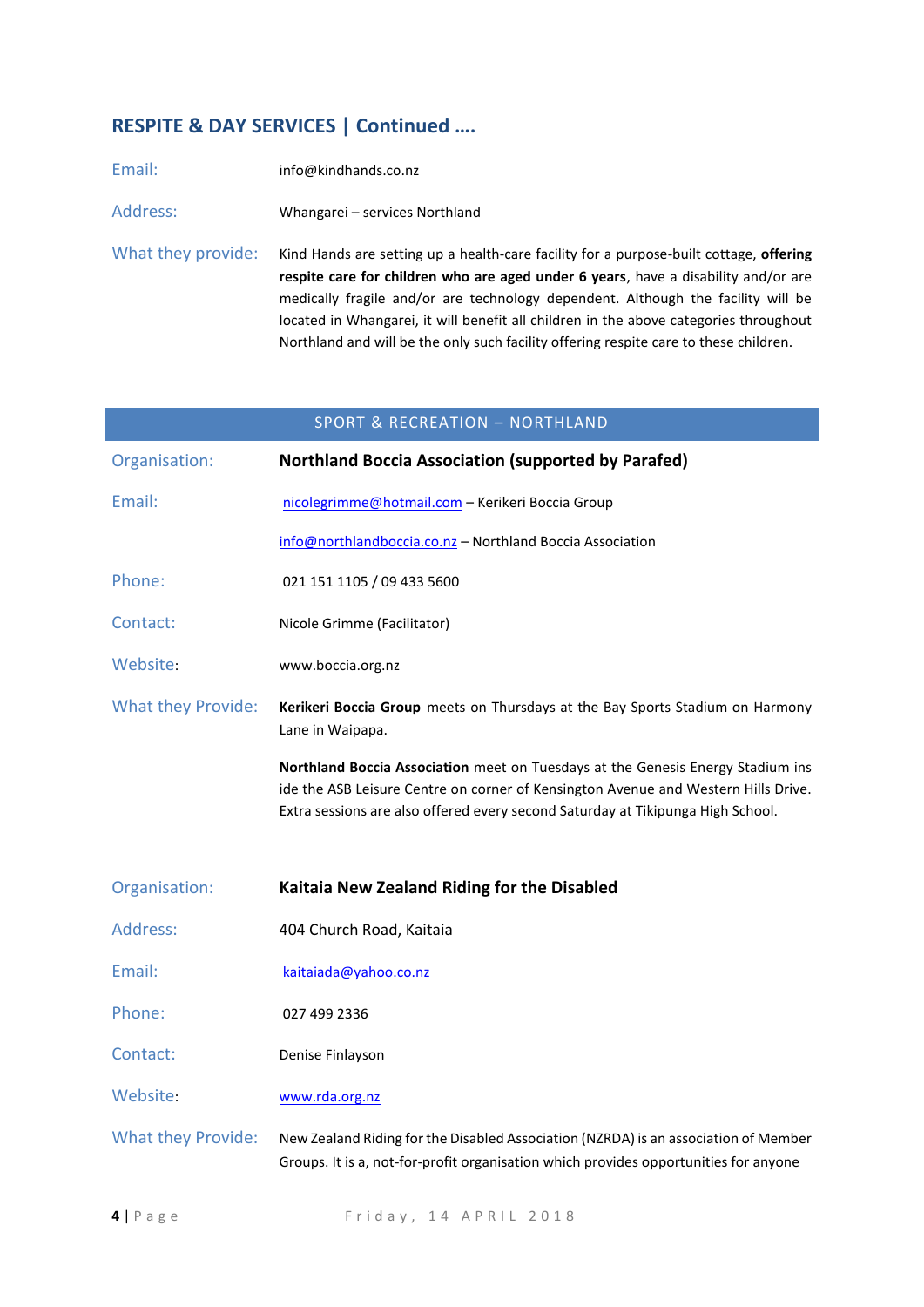## RESPITE & DAY SERVICES | Continued ….

| | |
|---|---|
| Email: | info@kindhands.co.nz |
| Address: | Whangarei – services Northland |
| What they provide: | Kind Hands are setting up a health-care facility for a purpose-built cottage, **offering respite care for children who are aged under 6 years**, have a disability and/or are medically fragile and/or are technology dependent. Although the facility will be located in Whangarei, it will benefit all children in the above categories throughout Northland and will be the only such facility offering respite care to these children. |

## SPORT & RECREATION – NORTHLAND

| | |
|---|---|
| Organisation: | **Northland Boccia Association (supported by Parafed)** |
| Email: | nicolegrimme@hotmail.com – Kerikeri Boccia Group |
| | info@northlandboccia.co.nz – Northland Boccia Association |
| Phone: | 021 151 1105 / 09 433 5600 |
| Contact: | Nicole Grimme (Facilitator) |
| Website: | www.boccia.org.nz |
| What they Provide: | **Kerikeri Boccia Group** meets on Thursdays at the Bay Sports Stadium on Harmony Lane in Waipapa. |
| | **Northland Boccia Association** meet on Tuesdays at the Genesis Energy Stadium ins ide the ASB Leisure Centre on corner of Kensington Avenue and Western Hills Drive. Extra sessions are also offered every second Saturday at Tikipunga High School. |

| | |
|---|---|
| Organisation: | **Kaitaia New Zealand Riding for the Disabled** |
| Address: | 404 Church Road, Kaitaia |
| Email: | kaitaiada@yahoo.co.nz |
| Phone: | 027 499 2336 |
| Contact: | Denise Finlayson |
| Website: | www.rda.org.nz |
| What they Provide: | New Zealand Riding for the Disabled Association (NZRDA) is an association of Member Groups. It is a, not-for-profit organisation which provides opportunities for anyone |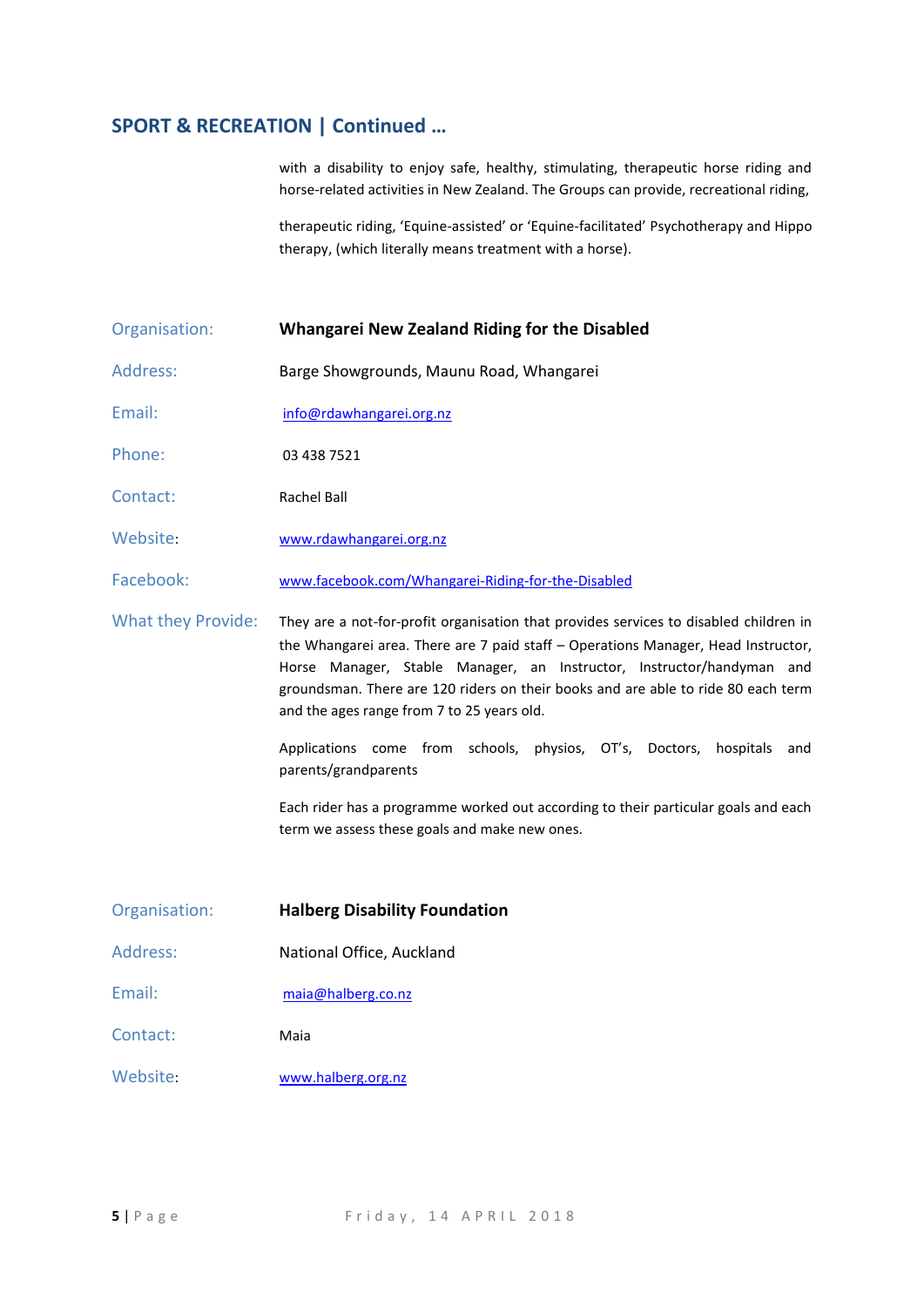## SPORT & RECREATION | Continued …

with a disability to enjoy safe, healthy, stimulating, therapeutic horse riding and horse-related activities in New Zealand. The Groups can provide, recreational riding,

therapeutic riding, 'Equine-assisted' or 'Equine-facilitated' Psychotherapy and Hippo therapy, (which literally means treatment with a horse).

| | |
|---|---|
| Organisation: | **Whangarei New Zealand Riding for the Disabled** |
| Address: | Barge Showgrounds, Maunu Road, Whangarei |
| Email: | info@rdawhangarei.org.nz |
| Phone: | 03 438 7521 |
| Contact: | Rachel Ball |
| Website: | www.rdawhangarei.org.nz |
| Facebook: | www.facebook.com/Whangarei-Riding-for-the-Disabled |
| What they Provide: | They are a not-for-profit organisation that provides services to disabled children in the Whangarei area. There are 7 paid staff – Operations Manager, Head Instructor, Horse Manager, Stable Manager, an Instructor, Instructor/handyman and groundsman. There are 120 riders on their books and are able to ride 80 each term and the ages range from 7 to 25 years old. <br><br> Applications come from schools, physios, OT's, Doctors, hospitals and parents/grandparents <br><br> Each rider has a programme worked out according to their particular goals and each term we assess these goals and make new ones. |

| | |
|---|---|
| Organisation: | **Halberg Disability Foundation** |
| Address: | National Office, Auckland |
| Email: | maia@halberg.co.nz |
| Contact: | Maia |
| Website: | www.halberg.org.nz |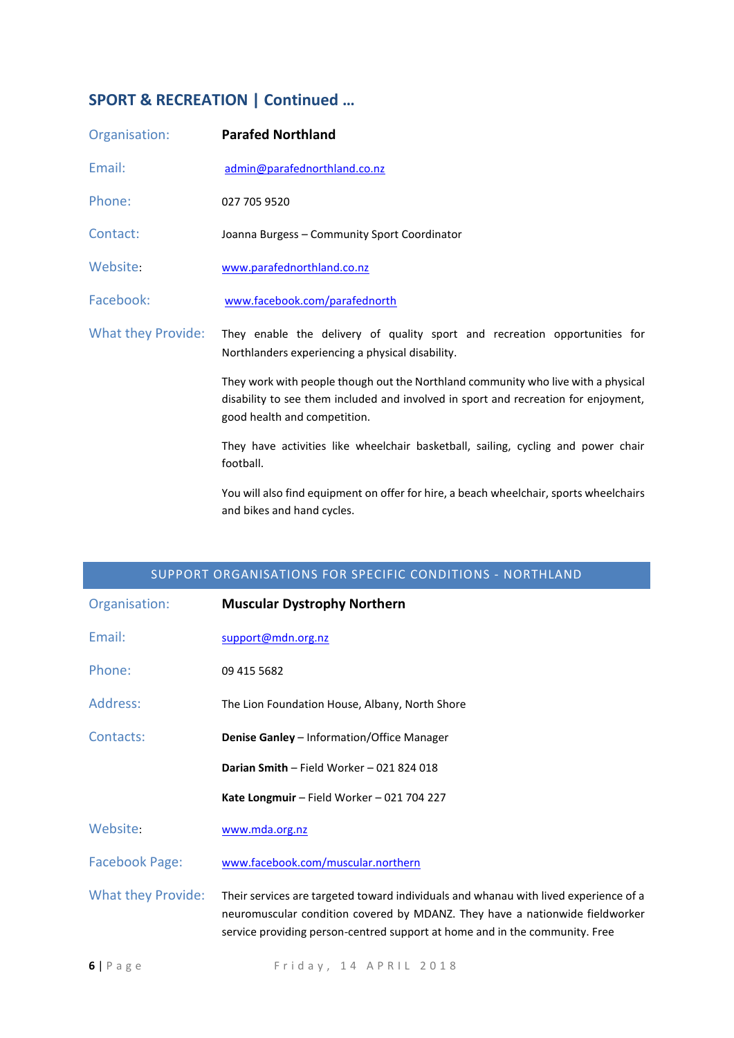## SPORT & RECREATION | Continued …

| | |
|---|---|
| Organisation: | **Parafed Northland** |
| Email: | admin@parafednorthland.co.nz |
| Phone: | 027 705 9520 |
| Contact: | Joanna Burgess – Community Sport Coordinator |
| Website: | www.parafednorthland.co.nz |
| Facebook: | www.facebook.com/parafednorth |
| What they Provide: | They enable the delivery of quality sport and recreation opportunities for Northlanders experiencing a physical disability. |

They work with people though out the Northland community who live with a physical disability to see them included and involved in sport and recreation for enjoyment, good health and competition.

They have activities like wheelchair basketball, sailing, cycling and power chair football.

You will also find equipment on offer for hire, a beach wheelchair, sports wheelchairs and bikes and hand cycles.

## SUPPORT ORGANISATIONS FOR SPECIFIC CONDITIONS - NORTHLAND

| | |
|---|---|
| Organisation: | **Muscular Dystrophy Northern** |
| Email: | support@mdn.org.nz |
| Phone: | 09 415 5682 |
| Address: | The Lion Foundation House, Albany, North Shore |
| Contacts: | **Denise Ganley** – Information/Office Manager |
| | **Darian Smith** – Field Worker – 021 824 018 |
| | **Kate Longmuir** – Field Worker – 021 704 227 |
| Website: | www.mda.org.nz |
| Facebook Page: | www.facebook.com/muscular.northern |
| What they Provide: | Their services are targeted toward individuals and whanau with lived experience of a neuromuscular condition covered by MDANZ. They have a nationwide fieldworker service providing person-centred support at home and in the community. Free |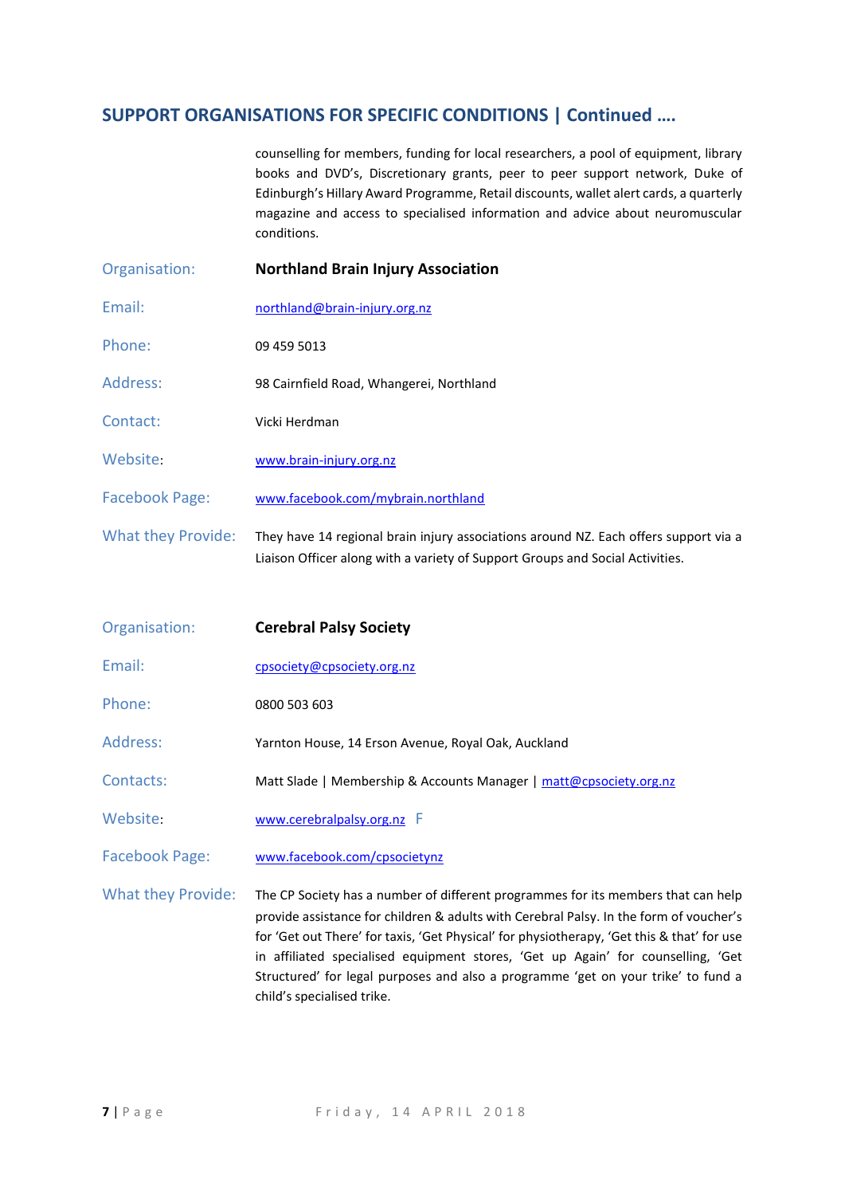## SUPPORT ORGANISATIONS FOR SPECIFIC CONDITIONS | Continued ….

counselling for members, funding for local researchers, a pool of equipment, library books and DVD's, Discretionary grants, peer to peer support network, Duke of Edinburgh's Hillary Award Programme, Retail discounts, wallet alert cards, a quarterly magazine and access to specialised information and advice about neuromuscular conditions.

| | |
|---|---|
| Organisation: | **Northland Brain Injury Association** |
| Email: | northland@brain-injury.org.nz |
| Phone: | 09 459 5013 |
| Address: | 98 Cairnfield Road, Whangerei, Northland |
| Contact: | Vicki Herdman |
| Website: | www.brain-injury.org.nz |
| Facebook Page: | www.facebook.com/mybrain.northland |
| What they Provide: | They have 14 regional brain injury associations around NZ. Each offers support via a Liaison Officer along with a variety of Support Groups and Social Activities. |

| | |
|---|---|
| Organisation: | **Cerebral Palsy Society** |
| Email: | cpsociety@cpsociety.org.nz |
| Phone: | 0800 503 603 |
| Address: | Yarnton House, 14 Erson Avenue, Royal Oak, Auckland |
| Contacts: | Matt Slade \| Membership & Accounts Manager \| matt@cpsociety.org.nz |
| Website: | www.cerebralpalsy.org.nz F |
| Facebook Page: | www.facebook.com/cpsocietynz |
| What they Provide: | The CP Society has a number of different programmes for its members that can help provide assistance for children & adults with Cerebral Palsy. In the form of voucher's for 'Get out There' for taxis, 'Get Physical' for physiotherapy, 'Get this & that' for use in affiliated specialised equipment stores, 'Get up Again' for counselling, 'Get Structured' for legal purposes and also a programme 'get on your trike' to fund a child's specialised trike. |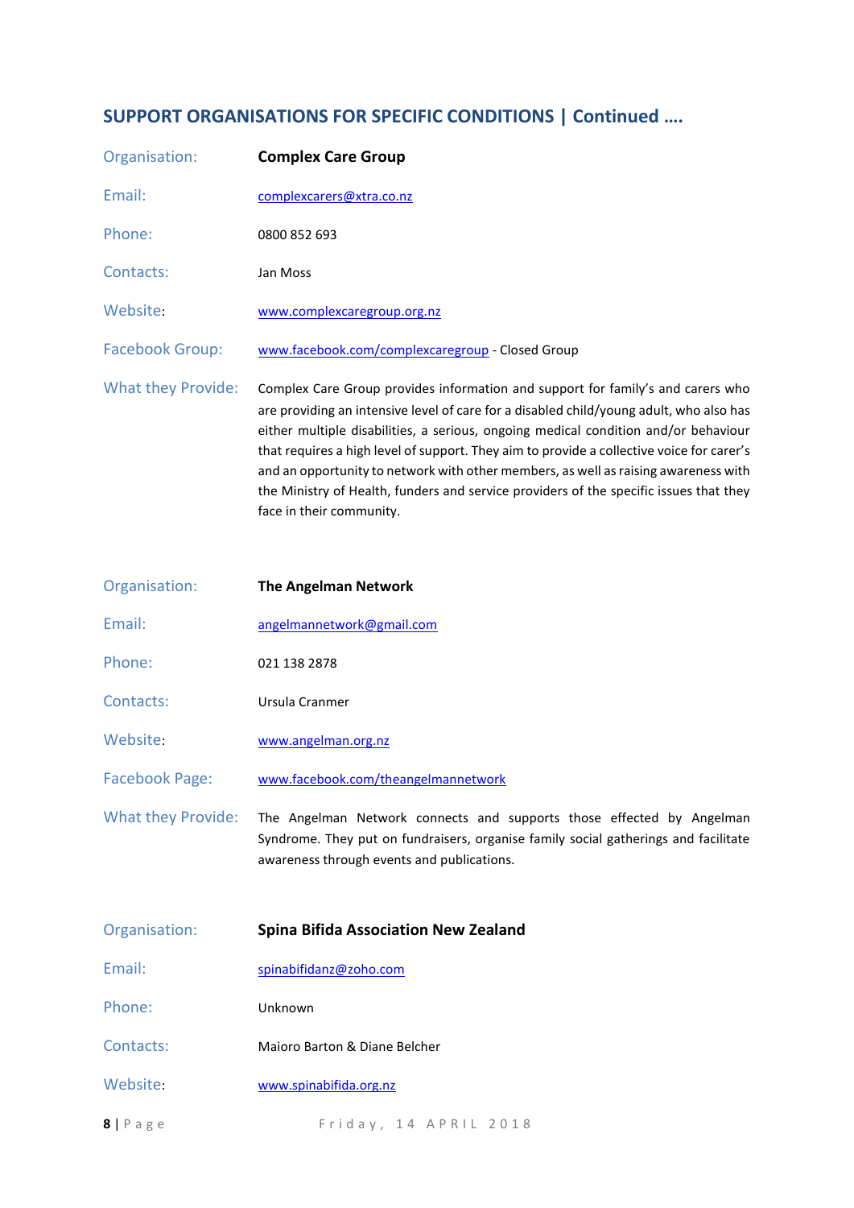## SUPPORT ORGANISATIONS FOR SPECIFIC CONDITIONS | Continued ….

Organisation: **Complex Care Group**

Email: complexcarers@xtra.co.nz

Phone: 0800 852 693

Contacts: Jan Moss

Website: www.complexcaregroup.org.nz

Facebook Group: www.facebook.com/complexcaregroup - Closed Group

What they Provide: Complex Care Group provides information and support for family's and carers who are providing an intensive level of care for a disabled child/young adult, who also has either multiple disabilities, a serious, ongoing medical condition and/or behaviour that requires a high level of support. They aim to provide a collective voice for carer's and an opportunity to network with other members, as well as raising awareness with the Ministry of Health, funders and service providers of the specific issues that they face in their community.

Organisation: **The Angelman Network**

Email: angelmannetwork@gmail.com

Phone: 021 138 2878

Contacts: Ursula Cranmer

Website: www.angelman.org.nz

Facebook Page: www.facebook.com/theangelmannetwork

What they Provide: The Angelman Network connects and supports those effected by Angelman Syndrome. They put on fundraisers, organise family social gatherings and facilitate awareness through events and publications.

Organisation: **Spina Bifida Association New Zealand**

Email: spinabifidanz@zoho.com

Phone: Unknown

Contacts: Maioro Barton & Diane Belcher

Website: www.spinabifida.org.nz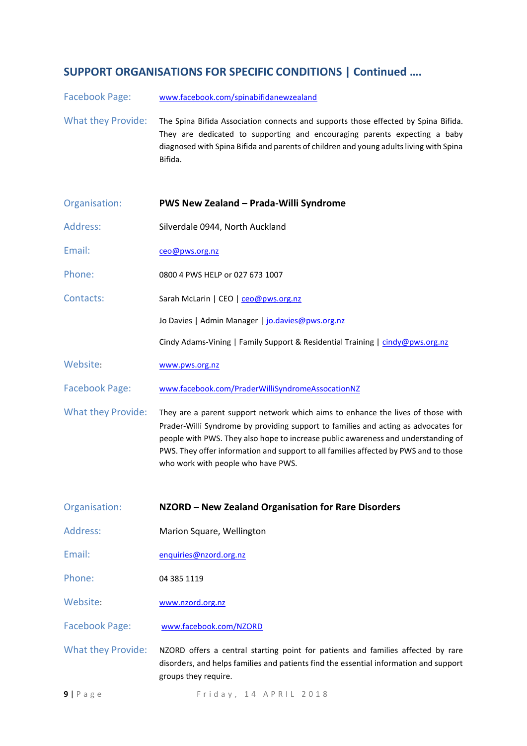## SUPPORT ORGANISATIONS FOR SPECIFIC CONDITIONS | Continued ….

Facebook Page: www.facebook.com/spinabifidanewzealand

What they Provide: The Spina Bifida Association connects and supports those effected by Spina Bifida. They are dedicated to supporting and encouraging parents expecting a baby diagnosed with Spina Bifida and parents of children and young adults living with Spina Bifida.

Organisation: **PWS New Zealand – Prada-Willi Syndrome**

Address: Silverdale 0944, North Auckland

Email: ceo@pws.org.nz

Phone: 0800 4 PWS HELP or 027 673 1007

Contacts: Sarah McLarin | CEO | ceo@pws.org.nz

Jo Davies | Admin Manager | jo.davies@pws.org.nz

Cindy Adams-Vining | Family Support & Residential Training | cindy@pws.org.nz

Website: www.pws.org.nz

Facebook Page: www.facebook.com/PraderWilliSyndromeAssocationNZ

What they Provide: They are a parent support network which aims to enhance the lives of those with Prader-Willi Syndrome by providing support to families and acting as advocates for people with PWS. They also hope to increase public awareness and understanding of PWS. They offer information and support to all families affected by PWS and to those who work with people who have PWS.

Organisation: **NZORD – New Zealand Organisation for Rare Disorders**

Address: Marion Square, Wellington

Email: enquiries@nzord.org.nz

Phone: 04 385 1119

Website: www.nzord.org.nz

Facebook Page: www.facebook.com/NZORD

What they Provide: NZORD offers a central starting point for patients and families affected by rare disorders, and helps families and patients find the essential information and support groups they require.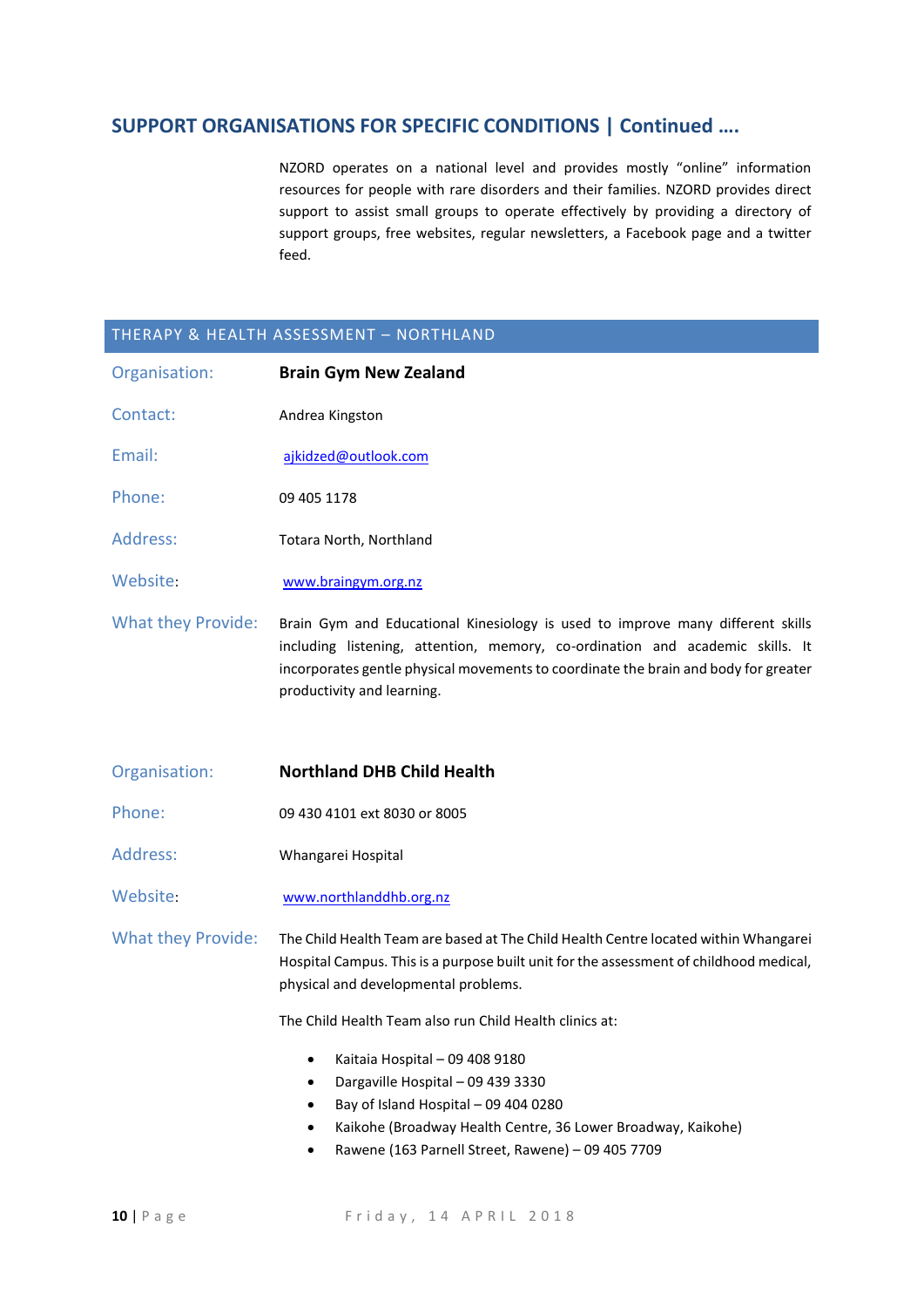## SUPPORT ORGANISATIONS FOR SPECIFIC CONDITIONS | Continued ….

NZORD operates on a national level and provides mostly "online" information resources for people with rare disorders and their families. NZORD provides direct support to assist small groups to operate effectively by providing a directory of support groups, free websites, regular newsletters, a Facebook page and a twitter feed.

### THERAPY & HEALTH ASSESSMENT – NORTHLAND

**Organisation:** **Brain Gym New Zealand**

**Contact:** Andrea Kingston

**Email:** ajkidzed@outlook.com

**Phone:** 09 405 1178

**Address:** Totara North, Northland

**Website:** www.braingym.org.nz

**What they Provide:** Brain Gym and Educational Kinesiology is used to improve many different skills including listening, attention, memory, co-ordination and academic skills. It incorporates gentle physical movements to coordinate the brain and body for greater productivity and learning.

**Organisation:** **Northland DHB Child Health**

**Phone:** 09 430 4101 ext 8030 or 8005

**Address:** Whangarei Hospital

**Website:** www.northlanddhb.org.nz

**What they Provide:** The Child Health Team are based at The Child Health Centre located within Whangarei Hospital Campus. This is a purpose built unit for the assessment of childhood medical, physical and developmental problems.

The Child Health Team also run Child Health clinics at:

- Kaitaia Hospital – 09 408 9180
- Dargaville Hospital – 09 439 3330
- Bay of Island Hospital – 09 404 0280
- Kaikohe (Broadway Health Centre, 36 Lower Broadway, Kaikohe)
- Rawene (163 Parnell Street, Rawene) – 09 405 7709